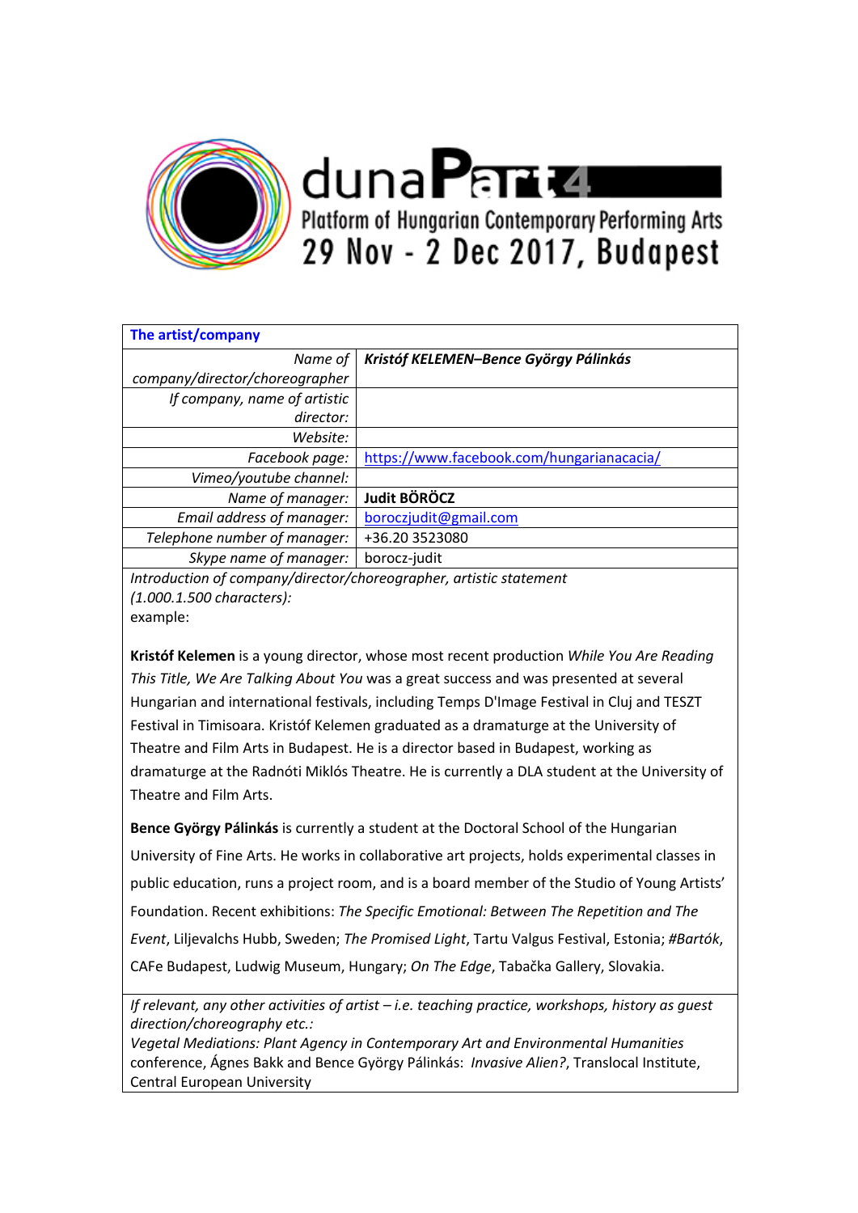# dunaPart4

Platform of Hungarian Contemporary Performing Arts
29 Nov - 2 Dec 2017, Budapest

| **The artist/company** | |
|---|---|
| *Name of company/director/choreographer* | ***Kristóf KELEMEN–Bence György Pálinkás*** |
| *If company, name of artistic director:* | |
| *Website:* | |
| *Facebook page:* | https://www.facebook.com/hungarianacacia/ |
| *Vimeo/youtube channel:* | |
| *Name of manager:* | **Judit BÖRÖCZ** |
| *Email address of manager:* | boroczjudit@gmail.com |
| *Telephone number of manager:* | +36.20 3523080 |
| *Skype name of manager:* | borocz-judit |

*Introduction of company/director/choreographer, artistic statement (1.000.1.500 characters):*
example:

**Kristóf Kelemen** is a young director, whose most recent production *While You Are Reading This Title, We Are Talking About You* was a great success and was presented at several Hungarian and international festivals, including Temps D'Image Festival in Cluj and TESZT Festival in Timisoara. Kristóf Kelemen graduated as a dramaturge at the University of Theatre and Film Arts in Budapest. He is a director based in Budapest, working as dramaturge at the Radnóti Miklós Theatre. He is currently a DLA student at the University of Theatre and Film Arts.

**Bence György Pálinkás** is currently a student at the Doctoral School of the Hungarian University of Fine Arts. He works in collaborative art projects, holds experimental classes in public education, runs a project room, and is a board member of the Studio of Young Artists' Foundation. Recent exhibitions: *The Specific Emotional: Between The Repetition and The Event*, Liljevalchs Hubb, Sweden; *The Promised Light*, Tartu Valgus Festival, Estonia; *#Bartók*, CAFe Budapest, Ludwig Museum, Hungary; *On The Edge*, Tabačka Gallery, Slovakia.

*If relevant, any other activities of artist – i.e. teaching practice, workshops, history as guest direction/choreography etc.:*
*Vegetal Mediations: Plant Agency in Contemporary Art and Environmental Humanities* conference, Ágnes Bakk and Bence György Pálinkás: *Invasive Alien?*, Translocal Institute, Central European University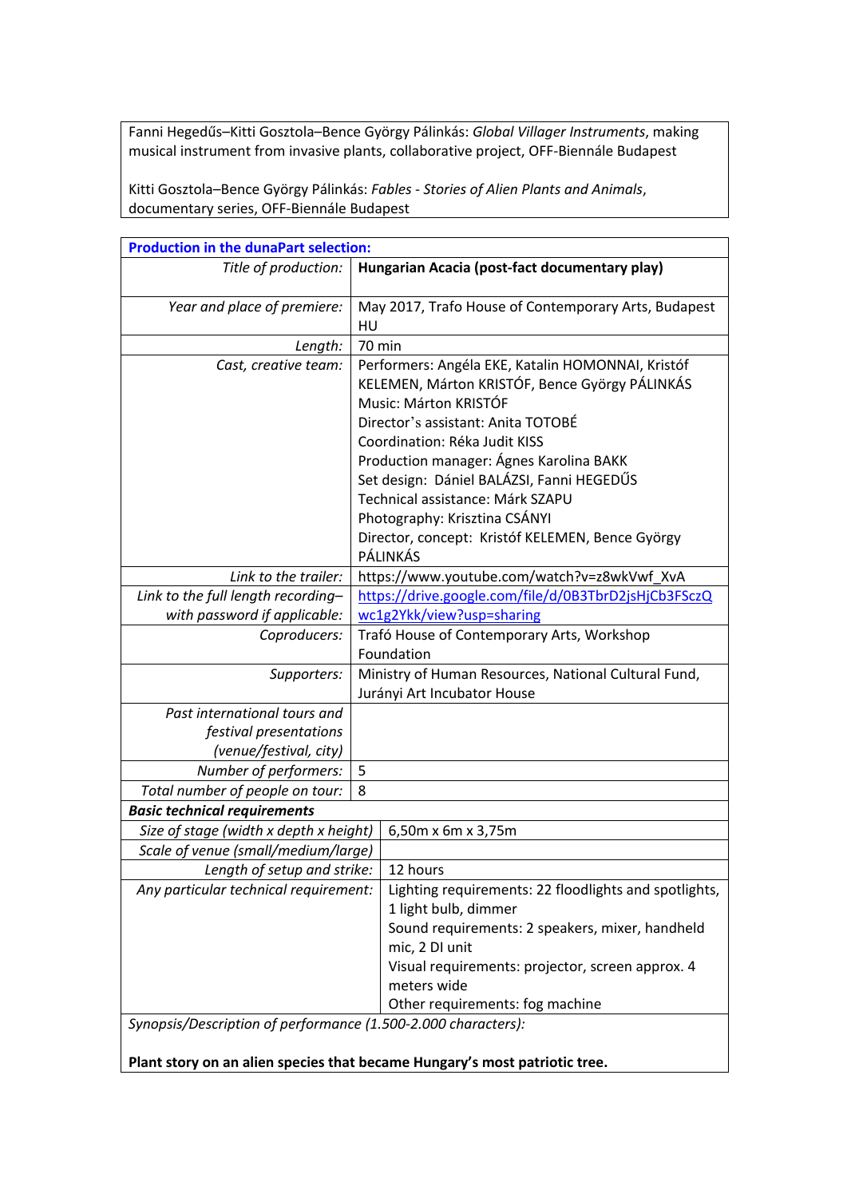Fanni Hegedűs–Kitti Gosztola–Bence György Pálinkás: *Global Villager Instruments*, making musical instrument from invasive plants, collaborative project, OFF-Biennále Budapest

Kitti Gosztola–Bence György Pálinkás: *Fables - Stories of Alien Plants and Animals*, documentary series, OFF-Biennále Budapest

| **Production in the dunaPart selection:** | |
|---|---|
| *Title of production:* | **Hungarian Acacia (post-fact documentary play)** |
| *Year and place of premiere:* | May 2017, Trafo House of Contemporary Arts, Budapest HU |
| *Length:* | 70 min |
| *Cast, creative team:* | Performers: Angéla EKE, Katalin HOMONNAI, Kristóf KELEMEN, Márton KRISTÓF, Bence György PÁLINKÁS<br>Music: Márton KRISTÓF<br>Director's assistant: Anita TOTOBÉ<br>Coordination: Réka Judit KISS<br>Production manager: Ágnes Karolina BAKK<br>Set design: Dániel BALÁZSI, Fanni HEGEDŰS<br>Technical assistance: Márk SZAPU<br>Photography: Krisztina CSÁNYI<br>Director, concept: Kristóf KELEMEN, Bence György PÁLINKÁS |
| *Link to the trailer:* | https://www.youtube.com/watch?v=z8wkVwf_XvA |
| *Link to the full length recording– with password if applicable:* | https://drive.google.com/file/d/0B3TbrD2jsHjCb3FSczQwc1g2Ykk/view?usp=sharing |
| *Coproducers:* | Trafó House of Contemporary Arts, Workshop Foundation |
| *Supporters:* | Ministry of Human Resources, National Cultural Fund, Jurányi Art Incubator House |
| *Past international tours and festival presentations (venue/festival, city)* | |
| *Number of performers:* | 5 |
| *Total number of people on tour:* | 8 |
| ***Basic technical requirements*** | |
| *Size of stage (width x depth x height)* | 6,50m x 6m x 3,75m |
| *Scale of venue (small/medium/large)* | |
| *Length of setup and strike:* | 12 hours |
| *Any particular technical requirement:* | Lighting requirements: 22 floodlights and spotlights, 1 light bulb, dimmer<br>Sound requirements: 2 speakers, mixer, handheld mic, 2 DI unit<br>Visual requirements: projector, screen approx. 4 meters wide<br>Other requirements: fog machine |

*Synopsis/Description of performance (1.500-2.000 characters):*

**Plant story on an alien species that became Hungary's most patriotic tree.**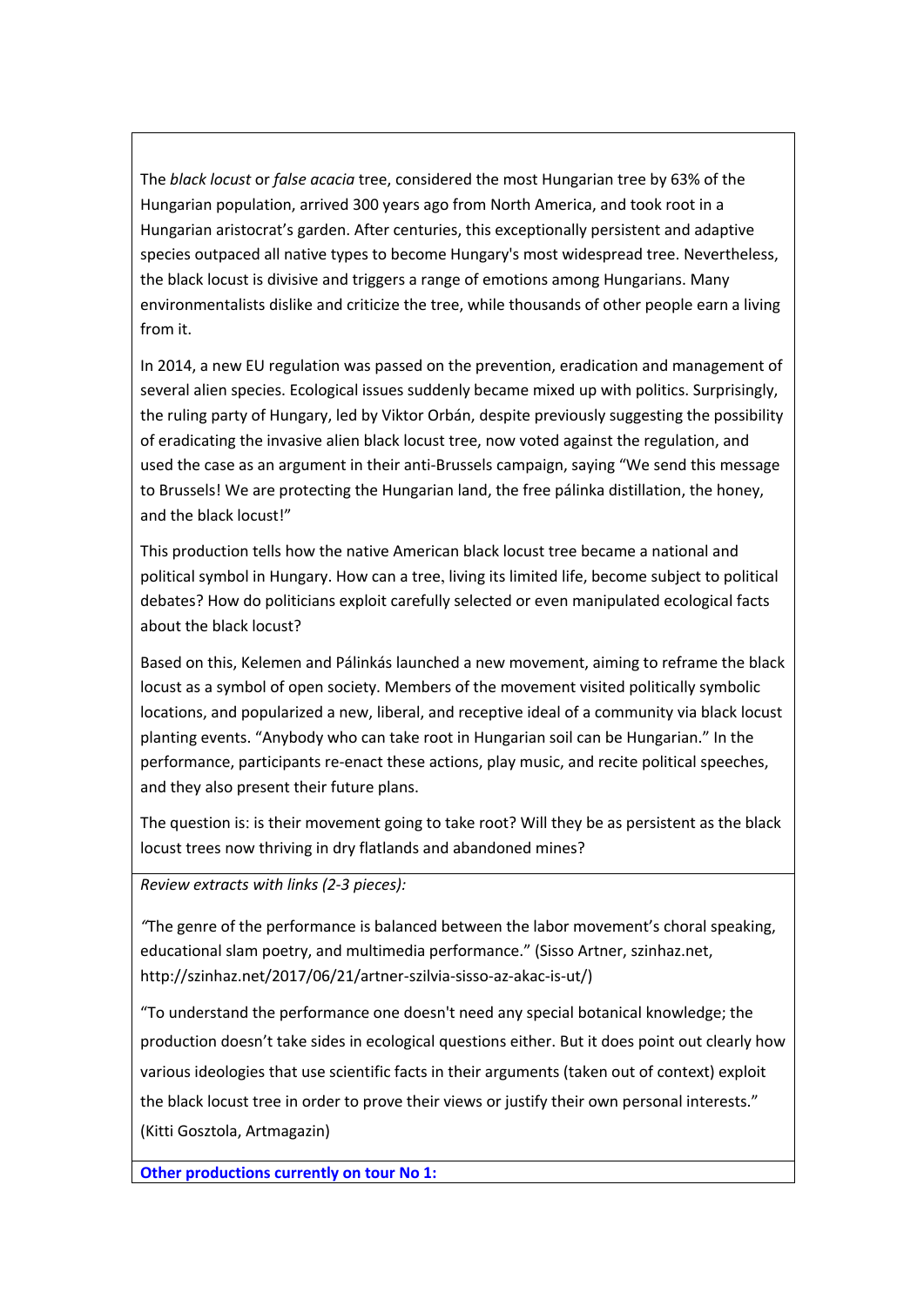The *black locust* or *false acacia* tree, considered the most Hungarian tree by 63% of the Hungarian population, arrived 300 years ago from North America, and took root in a Hungarian aristocrat's garden. After centuries, this exceptionally persistent and adaptive species outpaced all native types to become Hungary's most widespread tree. Nevertheless, the black locust is divisive and triggers a range of emotions among Hungarians. Many environmentalists dislike and criticize the tree, while thousands of other people earn a living from it.

In 2014, a new EU regulation was passed on the prevention, eradication and management of several alien species. Ecological issues suddenly became mixed up with politics. Surprisingly, the ruling party of Hungary, led by Viktor Orbán, despite previously suggesting the possibility of eradicating the invasive alien black locust tree, now voted against the regulation, and used the case as an argument in their anti-Brussels campaign, saying "We send this message to Brussels! We are protecting the Hungarian land, the free pálinka distillation, the honey, and the black locust!"

This production tells how the native American black locust tree became a national and political symbol in Hungary. How can a tree, living its limited life, become subject to political debates? How do politicians exploit carefully selected or even manipulated ecological facts about the black locust?

Based on this, Kelemen and Pálinkás launched a new movement, aiming to reframe the black locust as a symbol of open society. Members of the movement visited politically symbolic locations, and popularized a new, liberal, and receptive ideal of a community via black locust planting events. "Anybody who can take root in Hungarian soil can be Hungarian." In the performance, participants re-enact these actions, play music, and recite political speeches, and they also present their future plans.

The question is: is their movement going to take root? Will they be as persistent as the black locust trees now thriving in dry flatlands and abandoned mines?

*Review extracts with links (2-3 pieces):*

"The genre of the performance is balanced between the labor movement's choral speaking, educational slam poetry, and multimedia performance." (Sisso Artner, szinhaz.net, http://szinhaz.net/2017/06/21/artner-szilvia-sisso-az-akac-is-ut/)

"To understand the performance one doesn't need any special botanical knowledge; the production doesn't take sides in ecological questions either. But it does point out clearly how various ideologies that use scientific facts in their arguments (taken out of context) exploit the black locust tree in order to prove their views or justify their own personal interests." (Kitti Gosztola, Artmagazin)

**Other productions currently on tour No 1:**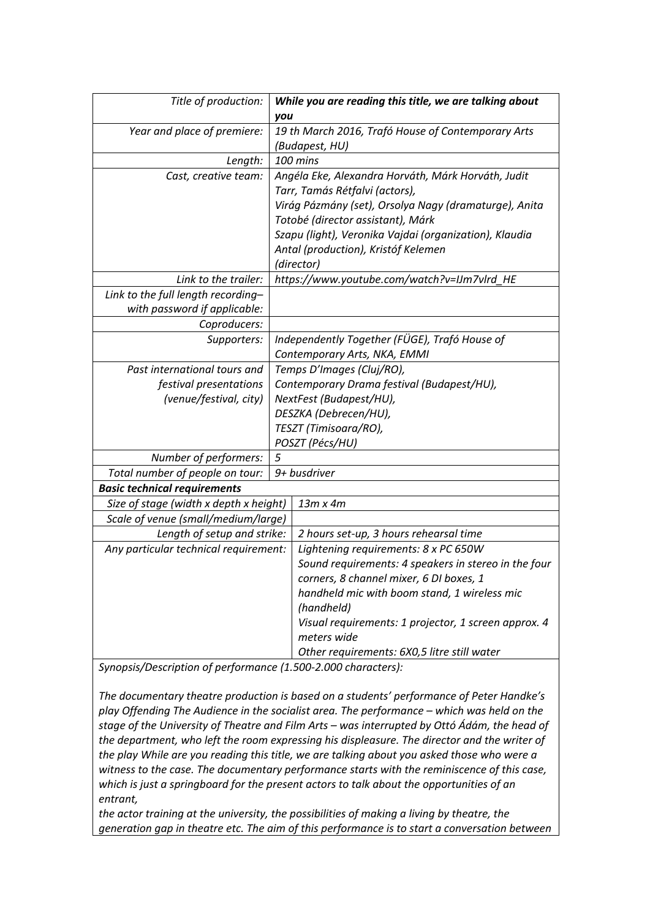| | |
|---|---|
| *Title of production:* | ***While you are reading this title, we are talking about you*** |
| *Year and place of premiere:* | *19 th March 2016, Trafó House of Contemporary Arts (Budapest, HU)* |
| *Length:* | *100 mins* |
| *Cast, creative team:* | *Angéla Eke, Alexandra Horváth, Márk Horváth, Judit Tarr, Tamás Rétfalvi (actors), Virág Pázmány (set), Orsolya Nagy (dramaturge), Anita Totobé (director assistant), Márk Szapu (light), Veronika Vajdai (organization), Klaudia Antal (production), Kristóf Kelemen (director)* |
| *Link to the trailer:* | *https://www.youtube.com/watch?v=IJm7vlrd_HE* |
| *Link to the full length recording– with password if applicable:* | |
| *Coproducers:* | |
| *Supporters:* | *Independently Together (FÜGE), Trafó House of Contemporary Arts, NKA, EMMI* |
| *Past international tours and festival presentations (venue/festival, city)* | *Temps D'Images (Cluj/RO), Contemporary Drama festival (Budapest/HU), NextFest (Budapest/HU), DESZKA (Debrecen/HU), TESZT (Timisoara/RO), POSZT (Pécs/HU)* |
| *Number of performers:* | *5* |
| *Total number of people on tour:* | *9+ busdriver* |
| ***Basic technical requirements*** | |
| *Size of stage (width x depth x height)* | *13m x 4m* |
| *Scale of venue (small/medium/large)* | |
| *Length of setup and strike:* | *2 hours set-up, 3 hours rehearsal time* |
| *Any particular technical requirement:* | *Lightening requirements: 8 x PC 650W*<br>*Sound requirements: 4 speakers in stereo in the four corners, 8 channel mixer, 6 DI boxes, 1 handheld mic with boom stand, 1 wireless mic (handheld)*<br>*Visual requirements: 1 projector, 1 screen approx. 4 meters wide*<br>*Other requirements: 6X0,5 litre still water* |

*Synopsis/Description of performance (1.500-2.000 characters):*

*The documentary theatre production is based on a students' performance of Peter Handke's play Offending The Audience in the socialist area. The performance – which was held on the stage of the University of Theatre and Film Arts – was interrupted by Ottó Ádám, the head of the department, who left the room expressing his displeasure. The director and the writer of the play While are you reading this title, we are talking about you asked those who were a witness to the case. The documentary performance starts with the reminiscence of this case, which is just a springboard for the present actors to talk about the opportunities of an entrant,*

*the actor training at the university, the possibilities of making a living by theatre, the generation gap in theatre etc. The aim of this performance is to start a conversation between*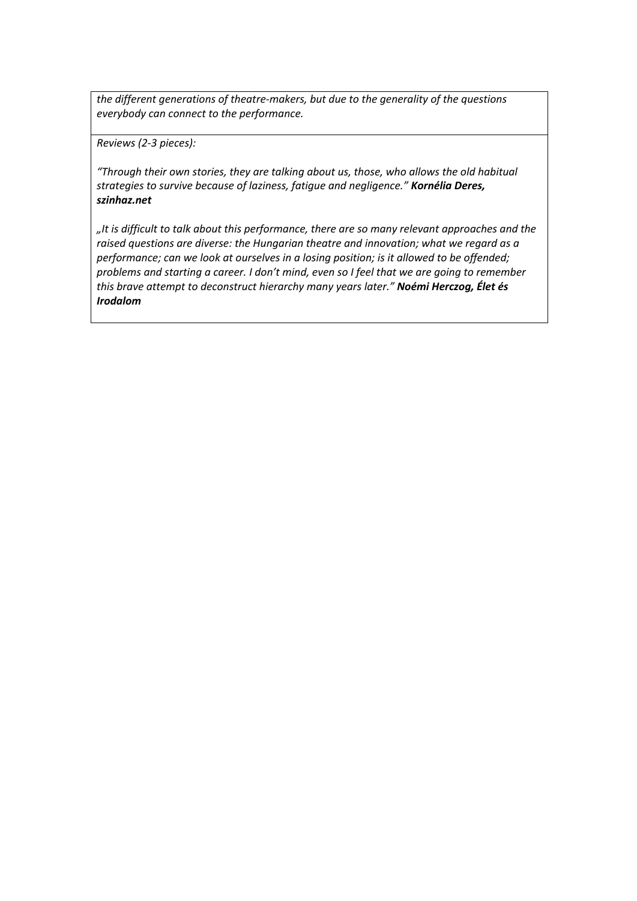*the different generations of theatre-makers, but due to the generality of the questions everybody can connect to the performance.*

*Reviews (2-3 pieces):*

*"Through their own stories, they are talking about us, those, who allows the old habitual strategies to survive because of laziness, fatigue and negligence."* ***Kornélia Deres, szinhaz.net***

*„It is difficult to talk about this performance, there are so many relevant approaches and the raised questions are diverse: the Hungarian theatre and innovation; what we regard as a performance; can we look at ourselves in a losing position; is it allowed to be offended; problems and starting a career. I don't mind, even so I feel that we are going to remember this brave attempt to deconstruct hierarchy many years later."* ***Noémi Herczog, Élet és Irodalom***